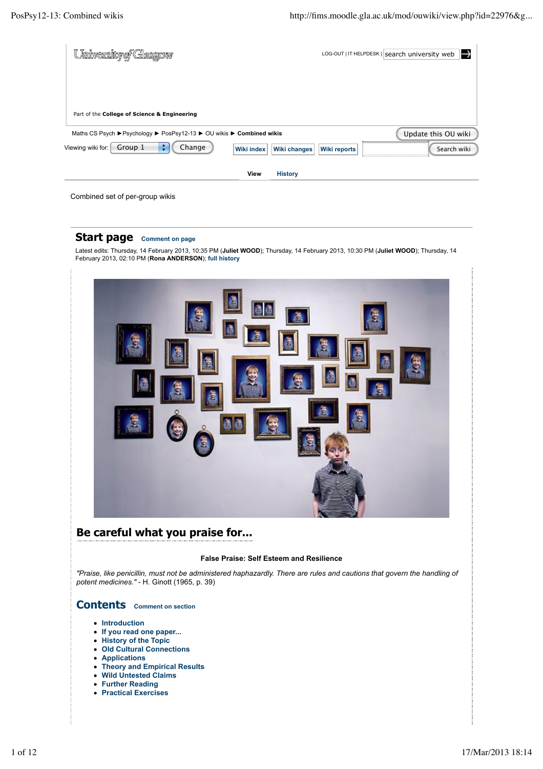University of Glasgow

LOG-OUT | IT HELPDESK | search university web

Part of the **College of Science & Engineering**

Maths CS Psych ► Psychology ► PosPsy12-13 ► OU wikis ► **Combined wikis**

Update this OU wiki

Viewing wiki for: Group 1 Change

Wiki index | Wiki changes | Wiki reports | Search wiki

**View** | History

Combined set of per-group wikis

## Start page

Comment on page

Latest edits: Thursday, 14 February 2013, 10:35 PM (**Juliet WOOD**); Thursday, 14 February 2013, 10:30 PM (**Juliet WOOD**); Thursday, 14 February 2013, 02:10 PM (**Rona ANDERSON**); full history

# Be careful what you praise for...

**False Praise: Self Esteem and Resilience**

*"Praise, like penicillin, must not be administered haphazardly. There are rules and cautions that govern the handling of potent medicines."* - H. Ginott (1965, p. 39)

## Contents

Comment on section

- Introduction
- If you read one paper...
- History of the Topic
- Old Cultural Connections
- Applications
- Theory and Empirical Results
- Wild Untested Claims
- Further Reading
- Practical Exercises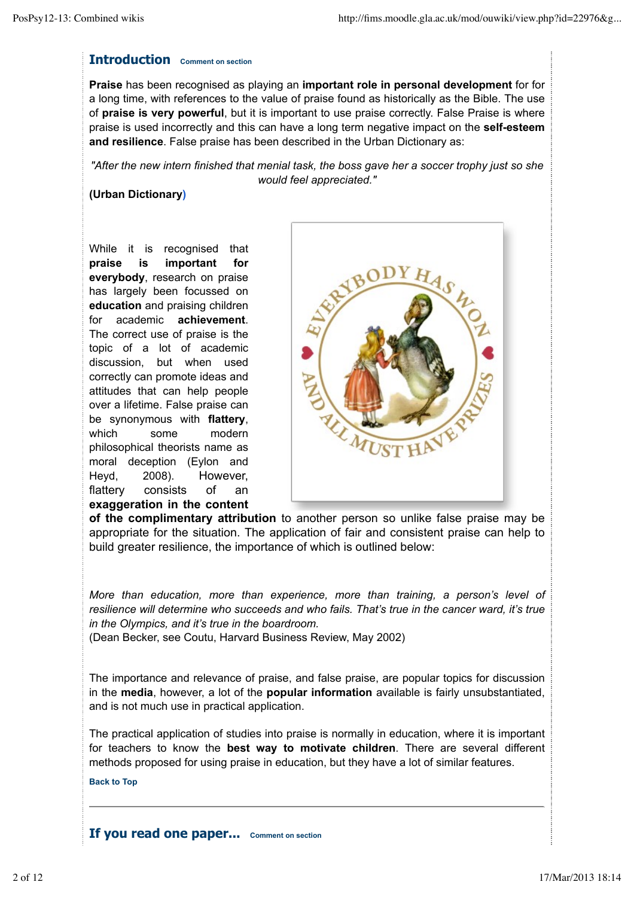## Introduction

**Praise** has been recognised as playing an **important role in personal development** for for a long time, with references to the value of praise found as historically as the Bible. The use of **praise is very powerful**, but it is important to use praise correctly. False Praise is where praise is used incorrectly and this can have a long term negative impact on the **self-esteem and resilience**. False praise has been described in the Urban Dictionary as:

*"After the new intern finished that menial task, the boss gave her a soccer trophy just so she would feel appreciated."*

**(Urban Dictionary)**

While it is recognised that **praise is important for everybody**, research on praise has largely been focussed on **education** and praising children for academic **achievement**. The correct use of praise is the topic of a lot of academic discussion, but when used correctly can promote ideas and attitudes that can help people over a lifetime. False praise can be synonymous with **flattery**, which some modern philosophical theorists name as moral deception (Eylon and Heyd, 2008). However, flattery consists of an **exaggeration in the content of the complimentary attribution** to another person so unlike false praise may be appropriate for the situation. The application of fair and consistent praise can help to build greater resilience, the importance of which is outlined below:

*More than education, more than experience, more than training, a person's level of resilience will determine who succeeds and who fails. That's true in the cancer ward, it's true in the Olympics, and it's true in the boardroom.*
(Dean Becker, see Coutu, Harvard Business Review, May 2002)

The importance and relevance of praise, and false praise, are popular topics for discussion in the **media**, however, a lot of the **popular information** available is fairly unsubstantiated, and is not much use in practical application.

The practical application of studies into praise is normally in education, where it is important for teachers to know the **best way to motivate children**. There are several different methods proposed for using praise in education, but they have a lot of similar features.

## If you read one paper...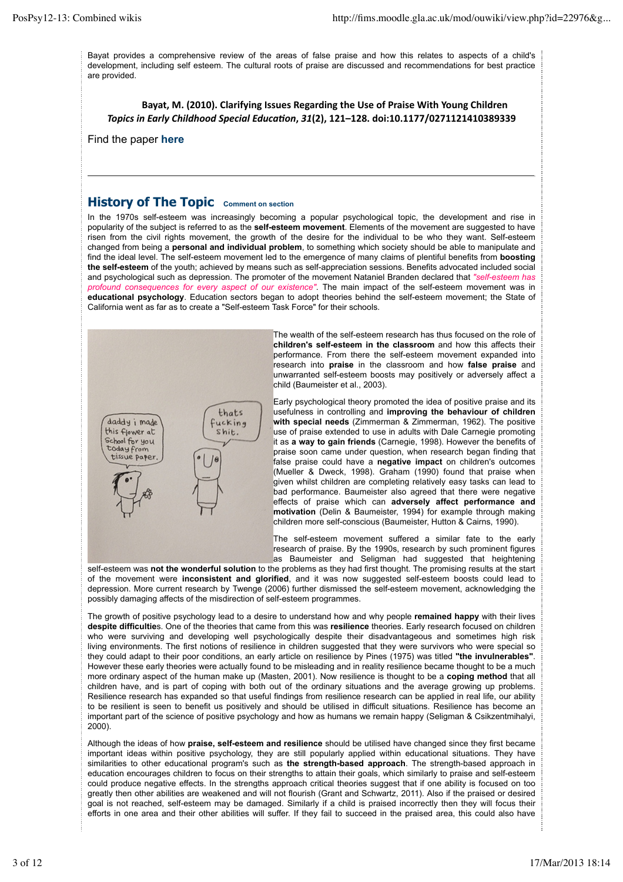Bayat provides a comprehensive review of the areas of false praise and how this relates to aspects of a child's development, including self esteem. The cultural roots of praise are discussed and recommendations for best practice are provided.

**Bayat, M. (2010). Clarifying Issues Regarding the Use of Praise With Young Children *Topics in Early Childhood Special Education*, *31*(2), 121–128. doi:10.1177/0271121410389339**

Find the paper **here**

---

## History of The Topic

In the 1970s self-esteem was increasingly becoming a popular psychological topic, the development and rise in popularity of the subject is referred to as the **self-esteem movement**. Elements of the movement are suggested to have risen from the civil rights movement, the growth of the desire for the individual to be who they want. Self-esteem changed from being a **personal and individual problem**, to something which society should be able to manipulate and find the ideal level. The self-esteem movement led to the emergence of many claims of plentiful benefits from **boosting the self-esteem** of the youth; achieved by means such as self-appreciation sessions. Benefits advocated included social and psychological such as depression. The promoter of the movement Nataniel Branden declared that *"self-esteem has profound consequences for every aspect of our existence"*. The main impact of the self-esteem movement was in **educational psychology**. Education sectors began to adopt theories behind the self-esteem movement; the State of California went as far as to create a "Self-esteem Task Force" for their schools.

The wealth of the self-esteem research has thus focused on the role of **children's self-esteem in the classroom** and how this affects their performance. From there the self-esteem movement expanded into research into **praise** in the classroom and how **false praise** and unwarranted self-esteem boosts may positively or adversely affect a child (Baumeister et al., 2003).

Early psychological theory promoted the idea of positive praise and its usefulness in controlling and **improving the behaviour of children with special needs** (Zimmerman & Zimmerman, 1962). The positive use of praise extended to use in adults with Dale Carnegie promoting it as **a way to gain friends** (Carnegie, 1998). However the benefits of praise soon came under question, when research began finding that false praise could have a **negative impact** on children's outcomes (Mueller & Dweck, 1998). Graham (1990) found that praise when given whilst children are completing relatively easy tasks can lead to bad performance. Baumeister also agreed that there were negative effects of praise which can **adversely affect performance and motivation** (Delin & Baumeister, 1994) for example through making children more self-conscious (Baumeister, Hutton & Cairns, 1990).

The self-esteem movement suffered a similar fate to the early research of praise. By the 1990s, research by such prominent figures as Baumeister and Seligman had suggested that heightening self-esteem was **not the wonderful solution** to the problems as they had first thought. The promising results at the start of the movement were **inconsistent and glorified**, and it was now suggested self-esteem boosts could lead to depression. More current research by Twenge (2006) further dismissed the self-esteem movement, acknowledging the possibly damaging affects of the misdirection of self-esteem programmes.

The growth of positive psychology lead to a desire to understand how and why people **remained happy** with their lives **despite difficulties**. One of the theories that came from this was **resilience** theories. Early research focused on children who were surviving and developing well psychologically despite their disadvantageous and sometimes high risk living environments. The first notions of resilience in children suggested that they were survivors who were special so they could adapt to their poor conditions, an early article on resilience by Pines (1975) was titled **"the invulnerables"**. However these early theories were actually found to be misleading and in reality resilience became thought to be a much more ordinary aspect of the human make up (Masten, 2001). Now resilience is thought to be a **coping method** that all children have, and is part of coping with both out of the ordinary situations and the average growing up problems. Resilience research has expanded so that useful findings from resilience research can be applied in real life, our ability to be resilient is seen to benefit us positively and should be utilised in difficult situations. Resilience has become an important part of the science of positive psychology and how as humans we remain happy (Seligman & Csikzentmihalyi, 2000).

Although the ideas of how **praise, self-esteem and resilience** should be utilised have changed since they first became important ideas within positive psychology, they are still popularly applied within educational situations. They have similarities to other educational program's such as **the strength-based approach**. The strength-based approach in education encourages children to focus on their strengths to attain their goals, which similarly to praise and self-esteem could produce negative effects. In the strengths approach critical theories suggest that if one ability is focused on too greatly then other abilities are weakened and will not flourish (Grant and Schwartz, 2011). Also if the praised or desired goal is not reached, self-esteem may be damaged. Similarly if a child is praised incorrectly then they will focus their efforts in one area and their other abilities will suffer. If they fail to succeed in the praised area, this could also have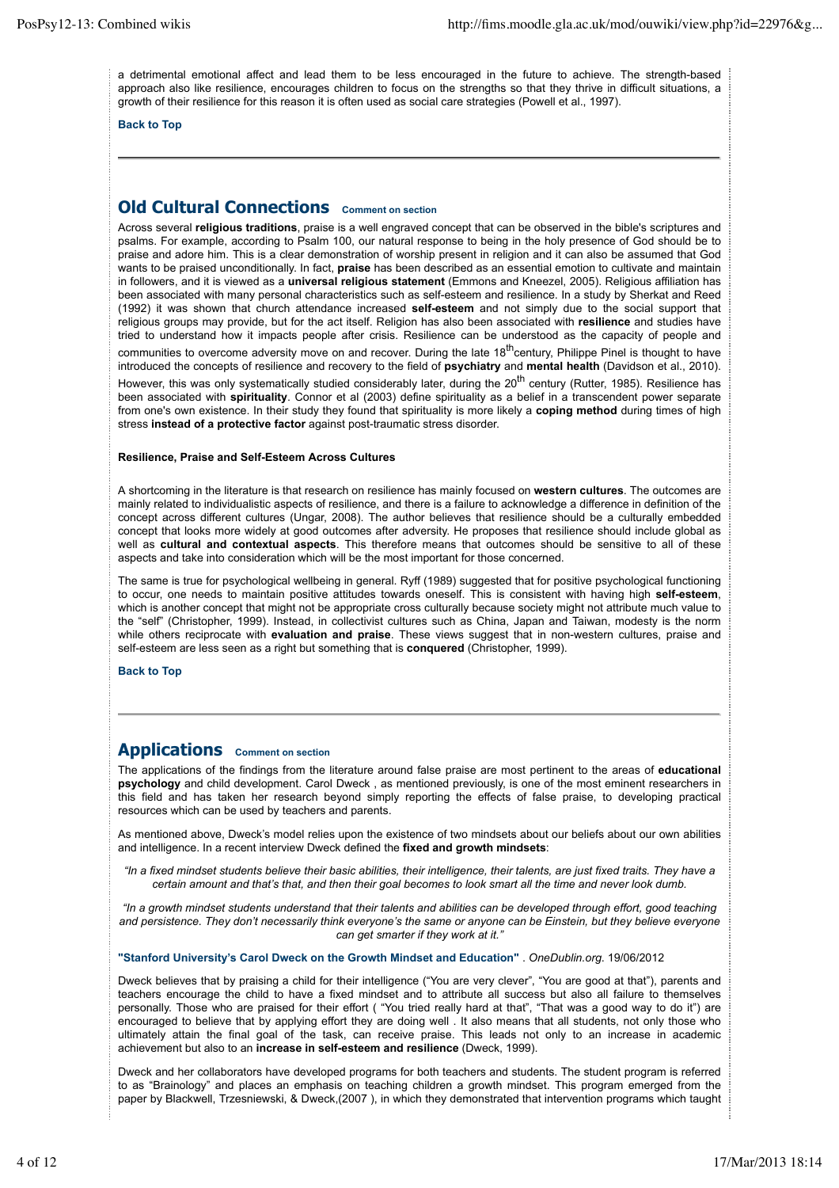a detrimental emotional affect and lead them to be less encouraged in the future to achieve. The strength-based approach also like resilience, encourages children to focus on the strengths so that they thrive in difficult situations, a growth of their resilience for this reason it is often used as social care strategies (Powell et al., 1997).

**Back to Top**

---

## Old Cultural Connections **Comment on section**

Across several **religious traditions**, praise is a well engraved concept that can be observed in the bible's scriptures and psalms. For example, according to Psalm 100, our natural response to being in the holy presence of God should be to praise and adore him. This is a clear demonstration of worship present in religion and it can also be assumed that God wants to be praised unconditionally. In fact, **praise** has been described as an essential emotion to cultivate and maintain in followers, and it is viewed as a **universal religious statement** (Emmons and Kneezel, 2005). Religious affiliation has been associated with many personal characteristics such as self-esteem and resilience. In a study by Sherkat and Reed (1992) it was shown that church attendance increased **self-esteem** and not simply due to the social support that religious groups may provide, but for the act itself. Religion has also been associated with **resilience** and studies have tried to understand how it impacts people after crisis. Resilience can be understood as the capacity of people and communities to overcome adversity move on and recover. During the late 18th century, Philippe Pinel is thought to have introduced the concepts of resilience and recovery to the field of **psychiatry** and **mental health** (Davidson et al., 2010). However, this was only systematically studied considerably later, during the 20th century (Rutter, 1985). Resilience has been associated with **spirituality**. Connor et al (2003) define spirituality as a belief in a transcendent power separate from one's own existence. In their study they found that spirituality is more likely a **coping method** during times of high stress **instead of a protective factor** against post-traumatic stress disorder.

**Resilience, Praise and Self-Esteem Across Cultures**

A shortcoming in the literature is that research on resilience has mainly focused on **western cultures**. The outcomes are mainly related to individualistic aspects of resilience, and there is a failure to acknowledge a difference in definition of the concept across different cultures (Ungar, 2008). The author believes that resilience should be a culturally embedded concept that looks more widely at good outcomes after adversity. He proposes that resilience should include global as well as **cultural and contextual aspects**. This therefore means that outcomes should be sensitive to all of these aspects and take into consideration which will be the most important for those concerned.

The same is true for psychological wellbeing in general. Ryff (1989) suggested that for positive psychological functioning to occur, one needs to maintain positive attitudes towards oneself. This is consistent with having high **self-esteem**, which is another concept that might not be appropriate cross culturally because society might not attribute much value to the "self" (Christopher, 1999). Instead, in collectivist cultures such as China, Japan and Taiwan, modesty is the norm while others reciprocate with **evaluation and praise**. These views suggest that in non-western cultures, praise and self-esteem are less seen as a right but something that is **conquered** (Christopher, 1999).

**Back to Top**

---

## Applications **Comment on section**

The applications of the findings from the literature around false praise are most pertinent to the areas of **educational psychology** and child development. Carol Dweck , as mentioned previously, is one of the most eminent researchers in this field and has taken her research beyond simply reporting the effects of false praise, to developing practical resources which can be used by teachers and parents.

As mentioned above, Dweck's model relies upon the existence of two mindsets about our beliefs about our own abilities and intelligence. In a recent interview Dweck defined the **fixed and growth mindsets**:

*"In a fixed mindset students believe their basic abilities, their intelligence, their talents, are just fixed traits. They have a certain amount and that's that, and then their goal becomes to look smart all the time and never look dumb.*

*"In a growth mindset students understand that their talents and abilities can be developed through effort, good teaching and persistence. They don't necessarily think everyone's the same or anyone can be Einstein, but they believe everyone can get smarter if they work at it."*

**"Stanford University's Carol Dweck on the Growth Mindset and Education"** . *OneDublin.org*. 19/06/2012

Dweck believes that by praising a child for their intelligence ("You are very clever", "You are good at that"), parents and teachers encourage the child to have a fixed mindset and to attribute all success but also all failure to themselves personally. Those who are praised for their effort ( "You tried really hard at that", "That was a good way to do it") are encouraged to believe that by applying effort they are doing well . It also means that all students, not only those who ultimately attain the final goal of the task, can receive praise. This leads not only to an increase in academic achievement but also to an **increase in self-esteem and resilience** (Dweck, 1999).

Dweck and her collaborators have developed programs for both teachers and students. The student program is referred to as "Brainology" and places an emphasis on teaching children a growth mindset. This program emerged from the paper by Blackwell, Trzesniewski, & Dweck,(2007 ), in which they demonstrated that intervention programs which taught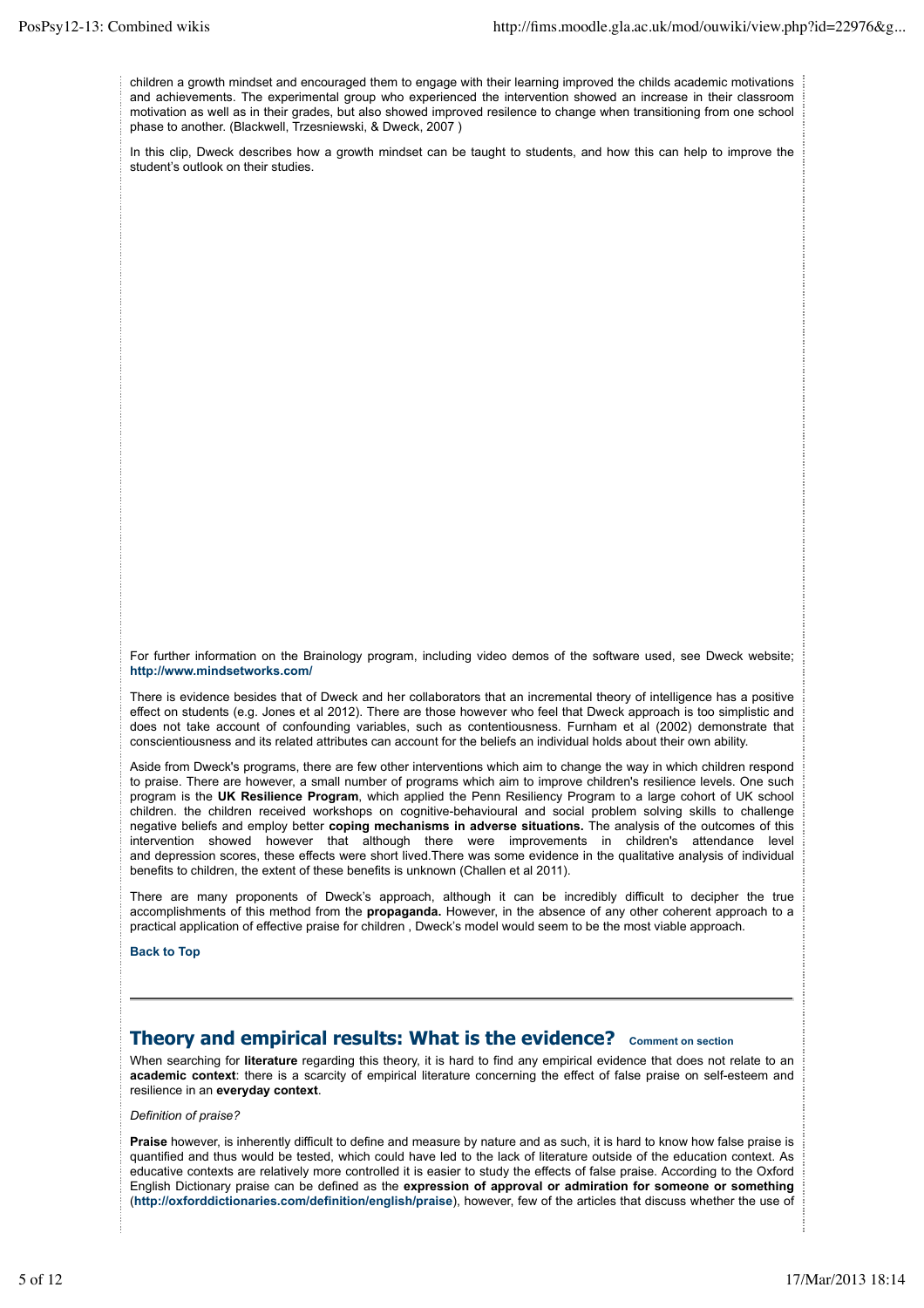children a growth mindset and encouraged them to engage with their learning improved the childs academic motivations and achievements. The experimental group who experienced the intervention showed an increase in their classroom motivation as well as in their grades, but also showed improved resilence to change when transitioning from one school phase to another. (Blackwell, Trzesniewski, & Dweck, 2007 )

In this clip, Dweck describes how a growth mindset can be taught to students, and how this can help to improve the student's outlook on their studies.

For further information on the Brainology program, including video demos of the software used, see Dweck website; **http://www.mindsetworks.com/**

There is evidence besides that of Dweck and her collaborators that an incremental theory of intelligence has a positive effect on students (e.g. Jones et al 2012). There are those however who feel that Dweck approach is too simplistic and does not take account of confounding variables, such as contentiousness. Furnham et al (2002) demonstrate that conscientiousness and its related attributes can account for the beliefs an individual holds about their own ability.

Aside from Dweck's programs, there are few other interventions which aim to change the way in which children respond to praise. There are however, a small number of programs which aim to improve children's resilience levels. One such program is the **UK Resilience Program**, which applied the Penn Resiliency Program to a large cohort of UK school children. the children received workshops on cognitive-behavioural and social problem solving skills to challenge negative beliefs and employ better **coping mechanisms in adverse situations.** The analysis of the outcomes of this intervention showed however that although there were improvements in children's attendance level and depression scores, these effects were short lived.There was some evidence in the qualitative analysis of individual benefits to children, the extent of these benefits is unknown (Challen et al 2011).

There are many proponents of Dweck's approach, although it can be incredibly difficult to decipher the true accomplishments of this method from the **propaganda.** However, in the absence of any other coherent approach to a practical application of effective praise for children , Dweck's model would seem to be the most viable approach.

**Back to Top**

---

## Theory and empirical results: What is the evidence?

When searching for **literature** regarding this theory, it is hard to find any empirical evidence that does not relate to an **academic context**: there is a scarcity of empirical literature concerning the effect of false praise on self-esteem and resilience in an **everyday context**.

*Definition of praise?*

**Praise** however, is inherently difficult to define and measure by nature and as such, it is hard to know how false praise is quantified and thus would be tested, which could have led to the lack of literature outside of the education context. As educative contexts are relatively more controlled it is easier to study the effects of false praise. According to the Oxford English Dictionary praise can be defined as the **expression of approval or admiration for someone or something** (**http://oxforddictionaries.com/definition/english/praise**), however, few of the articles that discuss whether the use of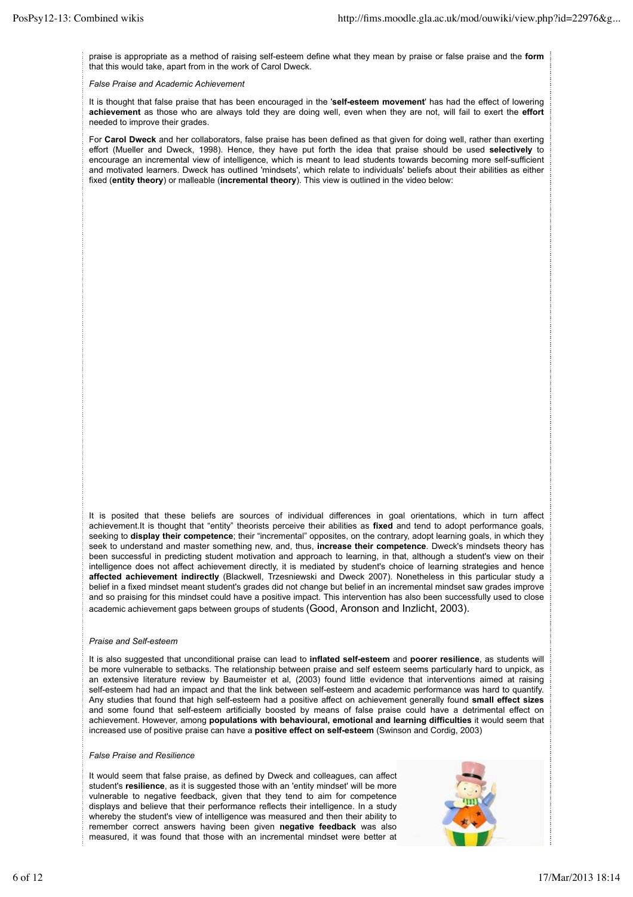praise is appropriate as a method of raising self-esteem define what they mean by praise or false praise and the **form** that this would take, apart from in the work of Carol Dweck.

*False Praise and Academic Achievement*

It is thought that false praise that has been encouraged in the '**self-esteem movement**' has had the effect of lowering **achievement** as those who are always told they are doing well, even when they are not, will fail to exert the **effort** needed to improve their grades.

For **Carol Dweck** and her collaborators, false praise has been defined as that given for doing well, rather than exerting effort (Mueller and Dweck, 1998). Hence, they have put forth the idea that praise should be used **selectively** to encourage an incremental view of intelligence, which is meant to lead students towards becoming more self-sufficient and motivated learners. Dweck has outlined 'mindsets', which relate to individuals' beliefs about their abilities as either fixed (**entity theory**) or malleable (**incremental theory**). This view is outlined in the video below:

It is posited that these beliefs are sources of individual differences in goal orientations, which in turn affect achievement.It is thought that "entity" theorists perceive their abilities as **fixed** and tend to adopt performance goals, seeking to **display their competence**; their "incremental" opposites, on the contrary, adopt learning goals, in which they seek to understand and master something new, and, thus, **increase their competence**. Dweck's mindsets theory has been successful in predicting student motivation and approach to learning, in that, although a student's view on their intelligence does not affect achievement directly, it is mediated by student's choice of learning strategies and hence **affected achievement indirectly** (Blackwell, Trzesniewski and Dweck 2007). Nonetheless in this particular study a belief in a fixed mindset meant student's grades did not change but belief in an incremental mindset saw grades improve and so praising for this mindset could have a positive impact. This intervention has also been successfully used to close academic achievement gaps between groups of students (Good, Aronson and Inzlicht, 2003).

*Praise and Self-esteem*

It is also suggested that unconditional praise can lead to **inflated self-esteem** and **poorer resilience**, as students will be more vulnerable to setbacks. The relationship between praise and self esteem seems particularly hard to unpick, as an extensive literature review by Baumeister et al, (2003) found little evidence that interventions aimed at raising self-esteem had had an impact and that the link between self-esteem and academic performance was hard to quantify. Any studies that found that high self-esteem had a positive affect on achievement generally found **small effect sizes** and some found that self-esteem artificially boosted by means of false praise could have a detrimental effect on achievement. However, among **populations with behavioural, emotional and learning difficulties** it would seem that increased use of positive praise can have a **positive effect on self-esteem** (Swinson and Cordig, 2003)

*False Praise and Resilience*

It would seem that false praise, as defined by Dweck and colleagues, can affect student's **resilience**, as it is suggested those with an 'entity mindset' will be more vulnerable to negative feedback, given that they tend to aim for competence displays and believe that their performance reflects their intelligence. In a study whereby the student's view of intelligence was measured and then their ability to remember correct answers having been given **negative feedback** was also measured, it was found that those with an incremental mindset were better at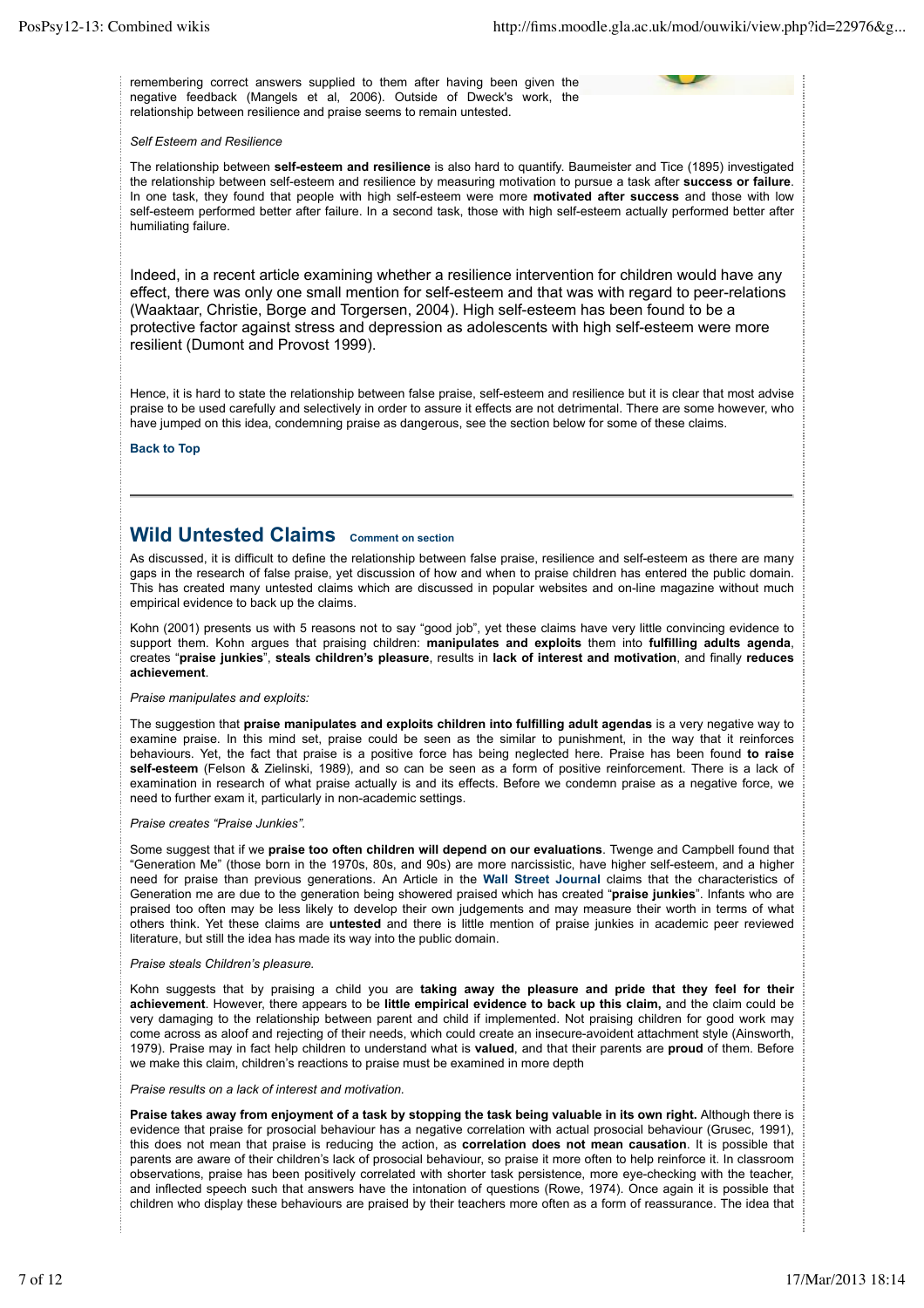remembering correct answers supplied to them after having been given the negative feedback (Mangels et al, 2006). Outside of Dweck's work, the relationship between resilience and praise seems to remain untested.

*Self Esteem and Resilience*

The relationship between **self-esteem and resilience** is also hard to quantify. Baumeister and Tice (1895) investigated the relationship between self-esteem and resilience by measuring motivation to pursue a task after **success or failure**. In one task, they found that people with high self-esteem were more **motivated after success** and those with low self-esteem performed better after failure. In a second task, those with high self-esteem actually performed better after humiliating failure.

Indeed, in a recent article examining whether a resilience intervention for children would have any effect, there was only one small mention for self-esteem and that was with regard to peer-relations (Waaktaar, Christie, Borge and Torgersen, 2004). High self-esteem has been found to be a protective factor against stress and depression as adolescents with high self-esteem were more resilient (Dumont and Provost 1999).

Hence, it is hard to state the relationship between false praise, self-esteem and resilience but it is clear that most advise praise to be used carefully and selectively in order to assure it effects are not detrimental. There are some however, who have jumped on this idea, condemning praise as dangerous, see the section below for some of these claims.

**Back to Top**

## Wild Untested Claims

As discussed, it is difficult to define the relationship between false praise, resilience and self-esteem as there are many gaps in the research of false praise, yet discussion of how and when to praise children has entered the public domain. This has created many untested claims which are discussed in popular websites and on-line magazine without much empirical evidence to back up the claims.

Kohn (2001) presents us with 5 reasons not to say "good job", yet these claims have very little convincing evidence to support them. Kohn argues that praising children: **manipulates and exploits** them into **fulfilling adults agenda**, creates "**praise junkies**", **steals children's pleasure**, results in **lack of interest and motivation**, and finally **reduces achievement**.

*Praise manipulates and exploits:*

The suggestion that **praise manipulates and exploits children into fulfilling adult agendas** is a very negative way to examine praise. In this mind set, praise could be seen as the similar to punishment, in the way that it reinforces behaviours. Yet, the fact that praise is a positive force has being neglected here. Praise has been found **to raise self-esteem** (Felson & Zielinski, 1989), and so can be seen as a form of positive reinforcement. There is a lack of examination in research of what praise actually is and its effects. Before we condemn praise as a negative force, we need to further exam it, particularly in non-academic settings.

*Praise creates "Praise Junkies".*

Some suggest that if we **praise too often children will depend on our evaluations**. Twenge and Campbell found that "Generation Me" (those born in the 1970s, 80s, and 90s) are more narcissistic, have higher self-esteem, and a higher need for praise than previous generations. An Article in the **Wall Street Journal** claims that the characteristics of Generation me are due to the generation being showered praised which has created "**praise junkies**". Infants who are praised too often may be less likely to develop their own judgements and may measure their worth in terms of what others think. Yet these claims are **untested** and there is little mention of praise junkies in academic peer reviewed literature, but still the idea has made its way into the public domain.

*Praise steals Children's pleasure.*

Kohn suggests that by praising a child you are **taking away the pleasure and pride that they feel for their achievement**. However, there appears to be **little empirical evidence to back up this claim,** and the claim could be very damaging to the relationship between parent and child if implemented. Not praising children for good work may come across as aloof and rejecting of their needs, which could create an insecure-avoident attachment style (Ainsworth, 1979). Praise may in fact help children to understand what is **valued**, and that their parents are **proud** of them. Before we make this claim, children's reactions to praise must be examined in more depth

*Praise results on a lack of interest and motivation.*

**Praise takes away from enjoyment of a task by stopping the task being valuable in its own right.** Although there is evidence that praise for prosocial behaviour has a negative correlation with actual prosocial behaviour (Grusec, 1991), this does not mean that praise is reducing the action, as **correlation does not mean causation**. It is possible that parents are aware of their children's lack of prosocial behaviour, so praise it more often to help reinforce it. In classroom observations, praise has been positively correlated with shorter task persistence, more eye-checking with the teacher, and inflected speech such that answers have the intonation of questions (Rowe, 1974). Once again it is possible that children who display these behaviours are praised by their teachers more often as a form of reassurance. The idea that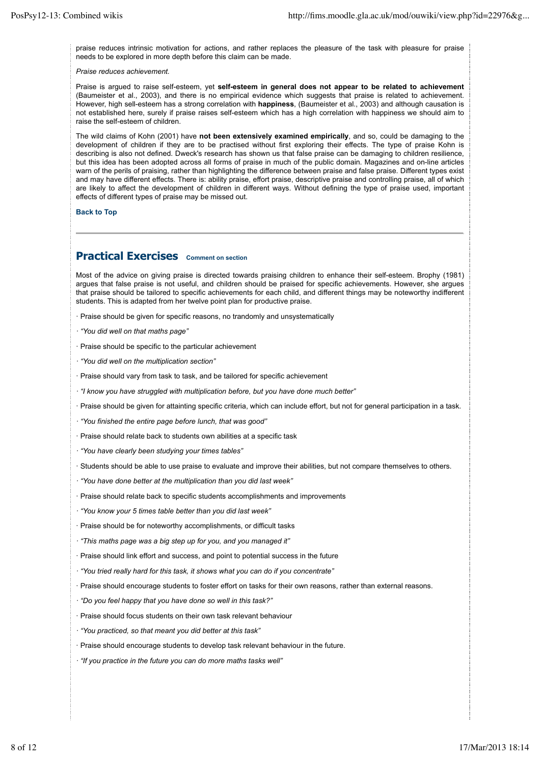praise reduces intrinsic motivation for actions, and rather replaces the pleasure of the task with pleasure for praise needs to be explored in more depth before this claim can be made.

*Praise reduces achievement.*

Praise is argued to raise self-esteem, yet **self-esteem in general does not appear to be related to achievement** (Baumeister et al., 2003), and there is no empirical evidence which suggests that praise is related to achievement. However, high sell-esteem has a strong correlation with **happiness**, (Baumeister et al., 2003) and although causation is not established here, surely if praise raises self-esteem which has a high correlation with happiness we should aim to raise the self-esteem of children.

The wild claims of Kohn (2001) have **not been extensively examined empirically**, and so, could be damaging to the development of children if they are to be practised without first exploring their effects. The type of praise Kohn is describing is also not defined. Dweck's research has shown us that false praise can be damaging to children resilience, but this idea has been adopted across all forms of praise in much of the public domain. Magazines and on-line articles warn of the perils of praising, rather than highlighting the difference between praise and false praise. Different types exist and may have different effects. There is: ability praise, effort praise, descriptive praise and controlling praise, all of which are likely to affect the development of children in different ways. Without defining the type of praise used, important effects of different types of praise may be missed out.

**Back to Top**

---

## Practical Exercises **Comment on section**

Most of the advice on giving praise is directed towards praising children to enhance their self-esteem. Brophy (1981) argues that false praise is not useful, and children should be praised for specific achievements. However, she argues that praise should be tailored to specific achievements for each child, and different things may be noteworthy indifferent students. This is adapted from her twelve point plan for productive praise.

· Praise should be given for specific reasons, no trandomly and unsystematically

· *"You did well on that maths page"*

· Praise should be specific to the particular achievement

· *"You did well on the multiplication section"*

· Praise should vary from task to task, and be tailored for specific achievement

· *"I know you have struggled with multiplication before, but you have done much better"*

· Praise should be given for attainting specific criteria, which can include effort, but not for general participation in a task.

· *"You finished the entire page before lunch, that was good"*

· Praise should relate back to students own abilities at a specific task

· *"You have clearly been studying your times tables"*

· Students should be able to use praise to evaluate and improve their abilities, but not compare themselves to others.

· *"You have done better at the multiplication than you did last week"*

· Praise should relate back to specific students accomplishments and improvements

· *"You know your 5 times table better than you did last week"*

· Praise should be for noteworthy accomplishments, or difficult tasks

· *"This maths page was a big step up for you, and you managed it"*

· Praise should link effort and success, and point to potential success in the future

· *"You tried really hard for this task, it shows what you can do if you concentrate"*

· Praise should encourage students to foster effort on tasks for their own reasons, rather than external reasons.

· *"Do you feel happy that you have done so well in this task?"*

· Praise should focus students on their own task relevant behaviour

· *"You practiced, so that meant you did better at this task"*

· Praise should encourage students to develop task relevant behaviour in the future.

· *"If you practice in the future you can do more maths tasks well"*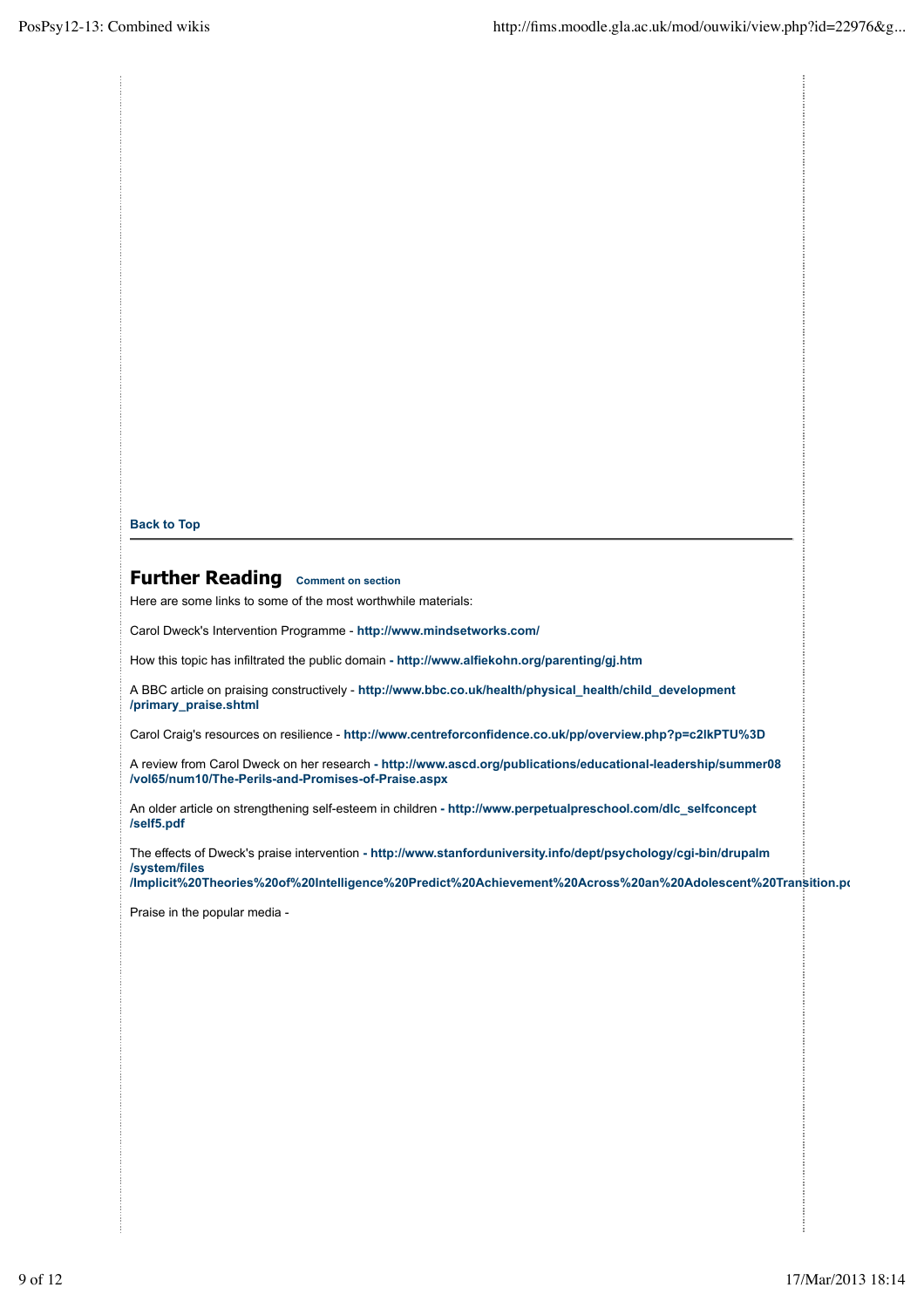**Back to Top**

---

## Further Reading

Comment on section

Here are some links to some of the most worthwhile materials:

Carol Dweck's Intervention Programme - **http://www.mindsetworks.com/**

How this topic has infiltrated the public domain - **http://www.alfiekohn.org/parenting/gj.htm**

A BBC article on praising constructively - **http://www.bbc.co.uk/health/physical_health/child_development/primary_praise.shtml**

Carol Craig's resources on resilience - **http://www.centreforconfidence.co.uk/pp/overview.php?p=c2lkPTU%3D**

A review from Carol Dweck on her research - **http://www.ascd.org/publications/educational-leadership/summer08/vol65/num10/The-Perils-and-Promises-of-Praise.aspx**

An older article on strengthening self-esteem in children - **http://www.perpetualpreschool.com/dlc_selfconcept/self5.pdf**

The effects of Dweck's praise intervention - **http://www.stanforduniversity.info/dept/psychology/cgi-bin/drupalm/system/files/Implicit%20Theories%20of%20Intelligence%20Predict%20Achievement%20Across%20an%20Adolescent%20Transition.pc**

Praise in the popular media -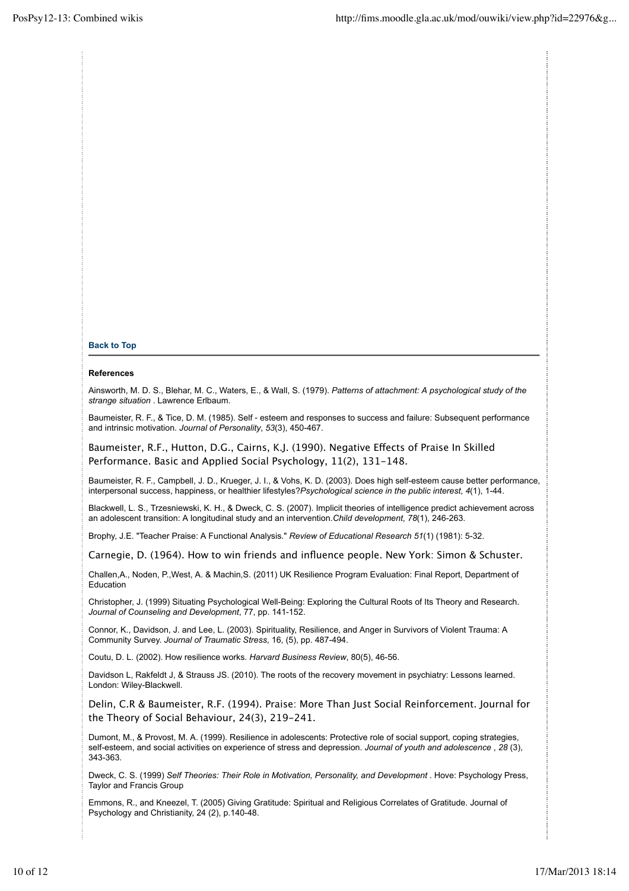**Back to Top**

---

**References**

Ainsworth, M. D. S., Blehar, M. C., Waters, E., & Wall, S. (1979). *Patterns of attachment: A psychological study of the strange situation* . Lawrence Erlbaum.

Baumeister, R. F., & Tice, D. M. (1985). Self - esteem and responses to success and failure: Subsequent performance and intrinsic motivation. *Journal of Personality*, *53*(3), 450-467.

Baumeister, R.F., Hutton, D.G., Cairns, K.J. (1990). Negative Effects of Praise In Skilled Performance. Basic and Applied Social Psychology, 11(2), 131-148.

Baumeister, R. F., Campbell, J. D., Krueger, J. I., & Vohs, K. D. (2003). Does high self-esteem cause better performance, interpersonal success, happiness, or healthier lifestyles?*Psychological science in the public interest*, *4*(1), 1-44.

Blackwell, L. S., Trzesniewski, K. H., & Dweck, C. S. (2007). Implicit theories of intelligence predict achievement across an adolescent transition: A longitudinal study and an intervention.*Child development*, *78*(1), 246-263.

Brophy, J.E. "Teacher Praise: A Functional Analysis." *Review of Educational Research 51*(1) (1981): 5-32.

Carnegie, D. (1964). How to win friends and influence people. New York: Simon & Schuster.

Challen,A., Noden, P.,West, A. & Machin,S. (2011) UK Resilience Program Evaluation: Final Report, Department of Education

Christopher, J. (1999) Situating Psychological Well-Being: Exploring the Cultural Roots of Its Theory and Research. *Journal of Counseling and Development*, 77, pp. 141-152.

Connor, K., Davidson, J. and Lee, L. (2003). Spirituality, Resilience, and Anger in Survivors of Violent Trauma: A Community Survey. *Journal of Traumatic Stress*, 16, (5), pp. 487-494.

Coutu, D. L. (2002). How resilience works. *Harvard Business Review*, 80(5), 46-56.

Davidson L, Rakfeldt J, & Strauss JS. (2010). The roots of the recovery movement in psychiatry: Lessons learned. London: Wiley-Blackwell.

Delin, C.R & Baumeister, R.F. (1994). Praise: More Than Just Social Reinforcement. Journal for the Theory of Social Behaviour, 24(3), 219-241.

Dumont, M., & Provost, M. A. (1999). Resilience in adolescents: Protective role of social support, coping strategies, self-esteem, and social activities on experience of stress and depression. *Journal of youth and adolescence* , *28* (3), 343-363.

Dweck, C. S. (1999) *Self Theories: Their Role in Motivation, Personality, and Development* . Hove: Psychology Press, Taylor and Francis Group

Emmons, R., and Kneezel, T. (2005) Giving Gratitude: Spiritual and Religious Correlates of Gratitude. Journal of Psychology and Christianity, 24 (2), p.140-48.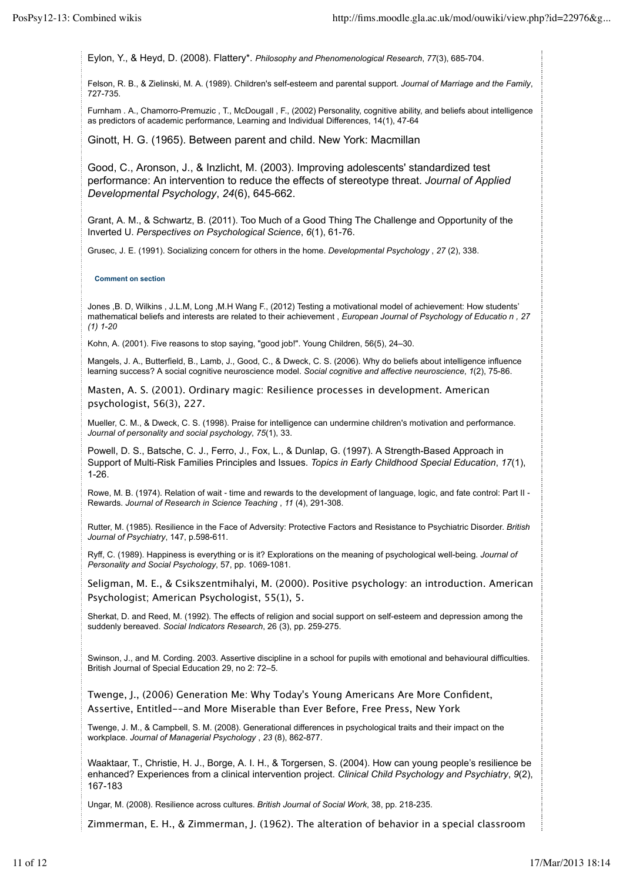Eylon, Y., & Heyd, D. (2008). Flattery*. *Philosophy and Phenomenological Research*, *77*(3), 685-704.

Felson, R. B., & Zielinski, M. A. (1989). Children's self-esteem and parental support. *Journal of Marriage and the Family*, 727-735.

Furnham . A., Chamorro-Premuzic , T., McDougall , F., (2002) Personality, cognitive ability, and beliefs about intelligence as predictors of academic performance, Learning and Individual Differences, 14(1), 47-64

Ginott, H. G. (1965). Between parent and child. New York: Macmillan

Good, C., Aronson, J., & Inzlicht, M. (2003). Improving adolescents' standardized test performance: An intervention to reduce the effects of stereotype threat. *Journal of Applied Developmental Psychology*, *24*(6), 645-662.

Grant, A. M., & Schwartz, B. (2011). Too Much of a Good Thing The Challenge and Opportunity of the Inverted U. *Perspectives on Psychological Science*, *6*(1), 61-76.

Grusec, J. E. (1991). Socializing concern for others in the home. *Developmental Psychology* , *27* (2), 338.

**Comment on section**

Jones ,B. D, Wilkins , J.L.M, Long ,M.H Wang F., (2012) Testing a motivational model of achievement: How students' mathematical beliefs and interests are related to their achievement , *European Journal of Psychology of Educatio n , 27 (1) 1-20*

Kohn, A. (2001). Five reasons to stop saying, "good job!". Young Children, 56(5), 24–30.

Mangels, J. A., Butterfield, B., Lamb, J., Good, C., & Dweck, C. S. (2006). Why do beliefs about intelligence influence learning success? A social cognitive neuroscience model. *Social cognitive and affective neuroscience*, *1*(2), 75-86.

Masten, A. S. (2001). Ordinary magic: Resilience processes in development. American psychologist, 56(3), 227.

Mueller, C. M., & Dweck, C. S. (1998). Praise for intelligence can undermine children's motivation and performance. *Journal of personality and social psychology*, *75*(1), 33.

Powell, D. S., Batsche, C. J., Ferro, J., Fox, L., & Dunlap, G. (1997). A Strength-Based Approach in Support of Multi-Risk Families Principles and Issues. *Topics in Early Childhood Special Education*, *17*(1), 1-26.

Rowe, M. B. (1974). Relation of wait - time and rewards to the development of language, logic, and fate control: Part II - Rewards. *Journal of Research in Science Teaching* , *11* (4), 291-308.

Rutter, M. (1985). Resilience in the Face of Adversity: Protective Factors and Resistance to Psychiatric Disorder. *British Journal of Psychiatry*, 147, p.598-611.

Ryff, C. (1989). Happiness is everything or is it? Explorations on the meaning of psychological well-being. *Journal of Personality and Social Psychology*, 57, pp. 1069-1081.

Seligman, M. E., & Csikszentmihalyi, M. (2000). Positive psychology: an introduction. American Psychologist; American Psychologist, 55(1), 5.

Sherkat, D. and Reed, M. (1992). The effects of religion and social support on self-esteem and depression among the suddenly bereaved. *Social Indicators Research*, 26 (3), pp. 259-275.

Swinson, J., and M. Cording. 2003. Assertive discipline in a school for pupils with emotional and behavioural difficulties. British Journal of Special Education 29, no 2: 72–5.

Twenge, J., (2006) Generation Me: Why Today's Young Americans Are More Confident, Assertive, Entitled--and More Miserable than Ever Before, Free Press, New York

Twenge, J. M., & Campbell, S. M. (2008). Generational differences in psychological traits and their impact on the workplace. *Journal of Managerial Psychology* , *23* (8), 862-877.

Waaktaar, T., Christie, H. J., Borge, A. I. H., & Torgersen, S. (2004). How can young people's resilience be enhanced? Experiences from a clinical intervention project. *Clinical Child Psychology and Psychiatry*, *9*(2), 167-183

Ungar, M. (2008). Resilience across cultures. *British Journal of Social Work*, 38, pp. 218-235.

Zimmerman, E. H., & Zimmerman, J. (1962). The alteration of behavior in a special classroom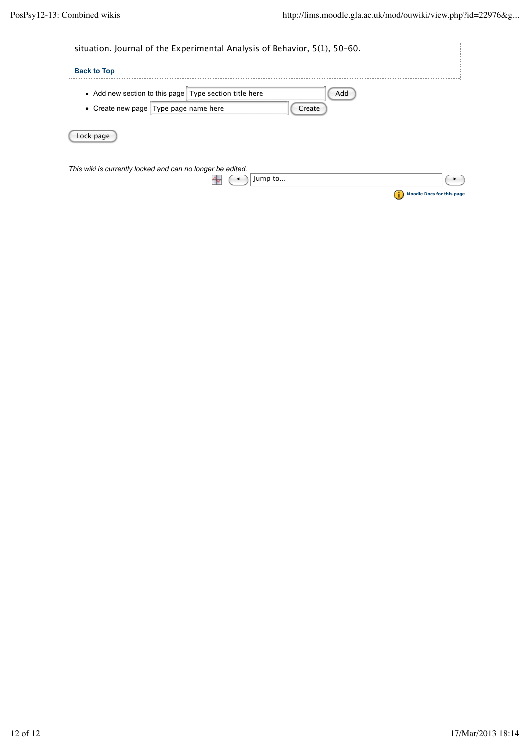situation. Journal of the Experimental Analysis of Behavior, 5(1), 50-60.

Back to Top

- Add new section to this page Type section title here Add
- Create new page Type page name here Create

Lock page

*This wiki is currently locked and can no longer be edited.*

Jump to...

Moodle Docs for this page